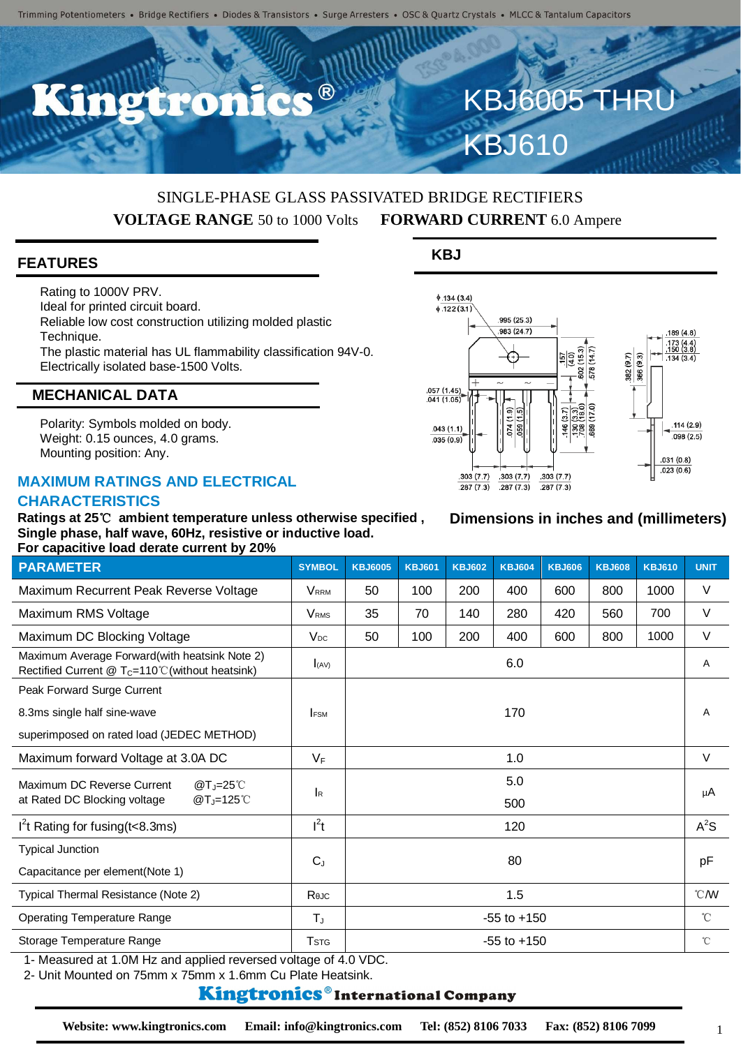Trimming Potentiometers • Bridge Rectifiers • Diodes & Transistors • Surge Arresters • OSC & Quartz Crystals • MLCC & Tantalum Capacitors

# Kingtronics®

# KBJ6005 THRU KBJ610

SINGLE-PHASE GLASS PASSIVATED BRIDGE RECTIFIERS

**VOLTAGE RANGE** 50 to 1000 Volts **FORWARD CURRENT** 6.0 Ampere

## FEATURES

- Rating to 1000V PRV.
- Ideal for printed circuit board.
- Reliable low cost construction utilizing molded plastic Technique.
- The plastic material has UL flammability classification 94V-0.
- Electrically isolated base-1500 Volts.

## MECHANICAL DATA

- Polarity: Symbols molded on body.
- Weight: 0.15 ounces, 4.0 grams.
- Mounting position: Any.

## KBJ

Dimensions in inches and (millimeters)

## MAXIMUM RATINGS AND ELECTRICAL CHARACTERISTICS

**Ratings at 25℃ ambient temperature unless otherwise specified ,**
**Single phase, half wave, 60Hz, resistive or inductive load.**
**For capacitive load derate current by 20%**

| PARAMETER | SYMBOL | KBJ6005 | KBJ601 | KBJ602 | KBJ604 | KBJ606 | KBJ608 | KBJ610 | UNIT |
|---|---|---|---|---|---|---|---|---|---|
| Maximum Recurrent Peak Reverse Voltage | $V_{RRM}$ | 50 | 100 | 200 | 400 | 600 | 800 | 1000 | V |
| Maximum RMS Voltage | $V_{RMS}$ | 35 | 70 | 140 | 280 | 420 | 560 | 700 | V |
| Maximum DC Blocking Voltage | $V_{DC}$ | 50 | 100 | 200 | 400 | 600 | 800 | 1000 | V |
| Maximum Average Forward(with heatsink Note 2) Rectified Current @ $T_C$=110℃(without heatsink) | $I_{(AV)}$ | 6.0 | | | | | | | A |
| Peak Forward Surge Current 8.3ms single half sine-wave superimposed on rated load (JEDEC METHOD) | $I_{FSM}$ | 170 | | | | | | | A |
| Maximum forward Voltage at 3.0A DC | $V_F$ | 1.0 | | | | | | | V |
| Maximum DC Reverse Current at Rated DC Blocking voltage @$T_J$=25℃ | $I_R$ | 5.0 | | | | | | | μA |
| Maximum DC Reverse Current at Rated DC Blocking voltage @$T_J$=125℃ | $I_R$ | 500 | | | | | | | μA |
| $I^2t$ Rating for fusing(t<8.3ms) | $I^2t$ | 120 | | | | | | | $A^2S$ |
| Typical Junction Capacitance per element(Note 1) | $C_J$ | 80 | | | | | | | pF |
| Typical Thermal Resistance (Note 2) | $R_{\theta JC}$ | 1.5 | | | | | | | ℃/W |
| Operating Temperature Range | $T_J$ | -55 to +150 | | | | | | | ℃ |
| Storage Temperature Range | $T_{STG}$ | -55 to +150 | | | | | | | ℃ |

1- Measured at 1.0M Hz and applied reversed voltage of 4.0 VDC.
2- Unit Mounted on 75mm x 75mm x 1.6mm Cu Plate Heatsink.

**Kingtronics® International Company**

Website: www.kingtronics.com Email: info@kingtronics.com Tel: (852) 8106 7033 Fax: (852) 8106 7099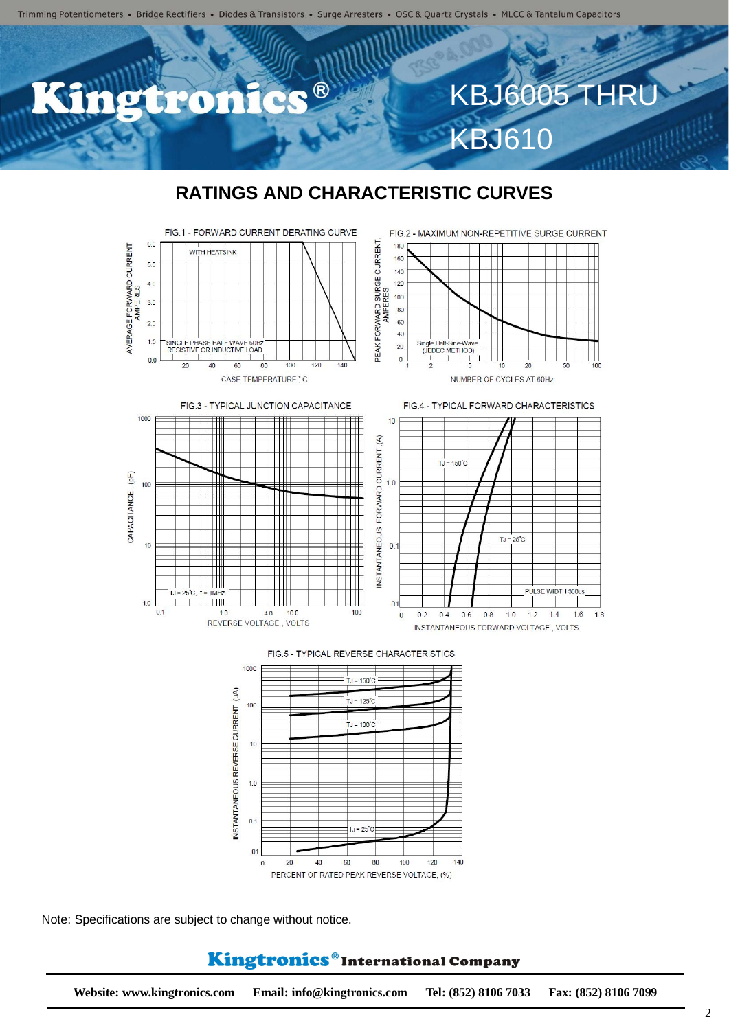# KBJ6005 THRU KBJ610

## RATINGS AND CHARACTERISTIC CURVES

FIG.1 - FORWARD CURRENT DERATING CURVE

AVERAGE FORWARD CURRENT AMPERES

6.0
5.0
4.0
3.0
2.0
1.0
0.0

WITH HEATSINK

SINGLE PHASE HALF WAVE 60Hz
RESISTIVE OR INDUCTIVE LOAD

20 40 60 80 100 120 140

CASE TEMPERATURE,°C

FIG.2 - MAXIMUM NON-REPETITIVE SURGE CURRENT

PEAK FORWARD SURGE CURRENT, AMPERES

180
160
140
120
100
80
60
40
20
0

Single Half-Sine-Wave
(JEDEC METHOD)

1 2 5 10 20 50 100

NUMBER OF CYCLES AT 60Hz

FIG.3 - TYPICAL JUNCTION CAPACITANCE

CAPACITANCE, (pF)

1000
100
10
1.0

TJ = 25°C, f = 1MHz

0.1 1.0 4.0 10.0 100

REVERSE VOLTAGE, VOLTS

FIG.4 - TYPICAL FORWARD CHARACTERISTICS

INSTANTANEOUS FORWARD CURRENT, (A)

10
1.0
0.1
.01

TJ = 150°C

TJ = 25°C

PULSE WIDTH 300us

0 0.2 0.4 0.6 0.8 1.0 1.2 1.4 1.6 1.8

INSTANTANEOUS FORWARD VOLTAGE, VOLTS

FIG.5 - TYPICAL REVERSE CHARACTERISTICS

INSTANTANEOUS REVERSE CURRENT, (uA)

1000
100
10
1.0
0.1
.01

TJ = 150°C
TJ = 125°C
TJ = 100°C
TJ = 25°C

0 20 40 60 80 100 120 140

PERCENT OF RATED PEAK REVERSE VOLTAGE, (%)

Note: Specifications are subject to change without notice.

**Kingtronics® International Company**

**Website: www.kingtronics.com Email: info@kingtronics.com Tel: (852) 8106 7033 Fax: (852) 8106 7099**